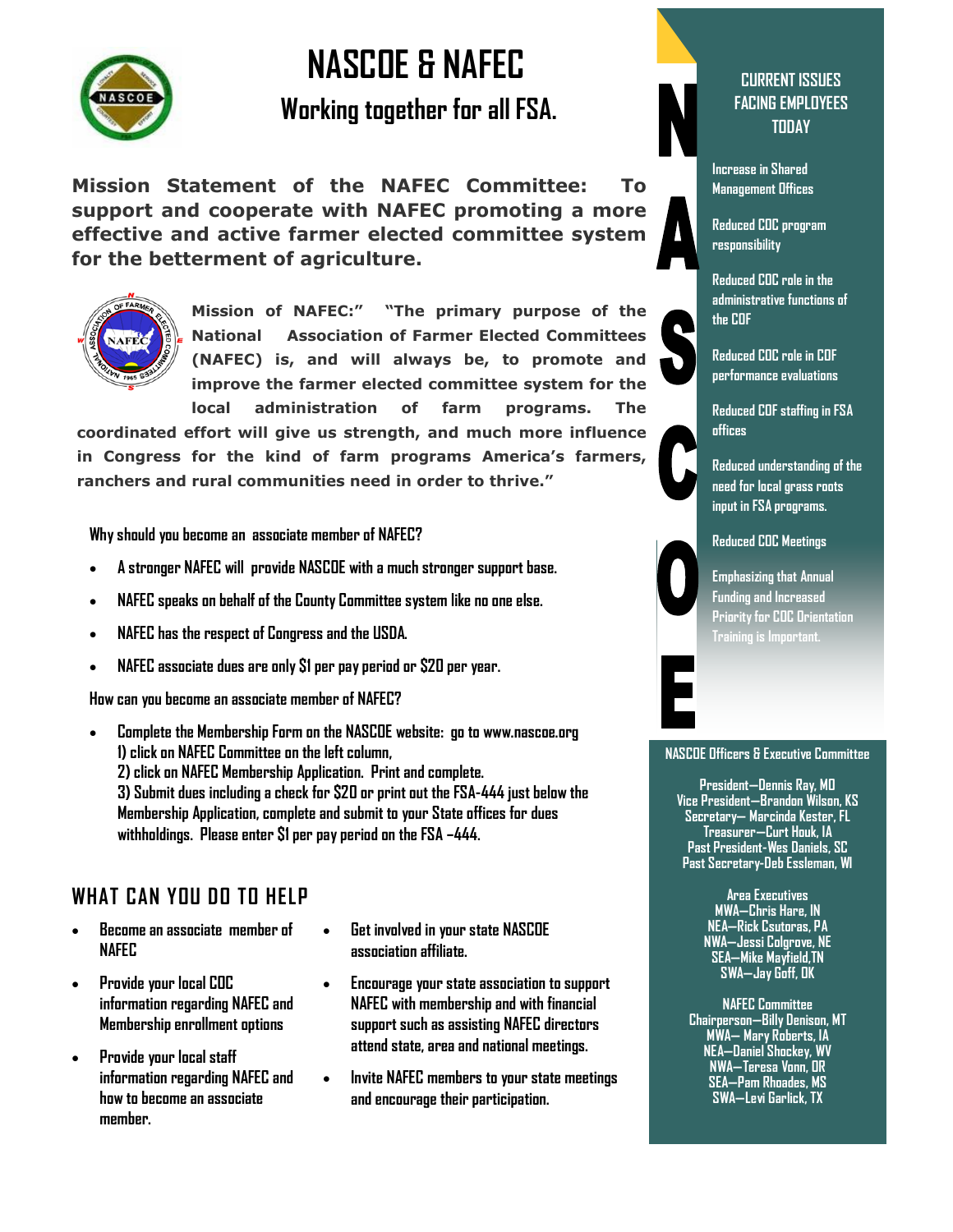# NASCOE & NAFEC

## Working together for all FSA.

**Mission Statement of the NAFEC Committee: To support and cooperate with NAFEC promoting a more effective and active farmer elected committee system for the betterment of agriculture.**

**Mission of NAFEC:" "The primary purpose of the National Association of Farmer Elected Committees (NAFEC) is, and will always be, to promote and improve the farmer elected committee system for the local administration of farm programs. The coordinated effort will give us strength, and much more influence in Congress for the kind of farm programs America's farmers, ranchers and rural communities need in order to thrive."**

**Why should you become an associate member of NAFEC?**

- A stronger NAFEC will provide NASCOE with a much stronger support base.
- NAFEC speaks on behalf of the County Committee system like no one else.
- NAFEC has the respect of Congress and the USDA.
- NAFEC associate dues are only $1 per pay period or $20 per year.

**How can you become an associate member of NAFEC?**

- Complete the Membership Form on the NASCOE website: go to www.nascoe.org
  1) click on NAFEC Committee on the left column,
  2) click on NAFEC Membership Application. Print and complete.
  3) Submit dues including a check for $20 or print out the FSA-444 just below the Membership Application, complete and submit to your State offices for dues withholdings. Please enter $1 per pay period on the FSA –444.

## WHAT CAN YOU DO TO HELP

- Become an associate member of NAFEC
- Provide your local COC information regarding NAFEC and Membership enrollment options
- Provide your local staff information regarding NAFEC and how to become an associate member.
- Get involved in your state NASCOE association affiliate.
- Encourage your state association to support NAFEC with membership and with financial support such as assisting NAFEC directors attend state, area and national meetings.
- Invite NAFEC members to your state meetings and encourage their participation.

NASCOE

### CURRENT ISSUES FACING EMPLOYEES TODAY

- Increase in Shared Management Offices
- Reduced COC program responsibility
- Reduced COC role in the administrative functions of the COF
- Reduced COC role in COF performance evaluations
- Reduced COF staffing in FSA offices
- Reduced understanding of the need for local grass roots input in FSA programs.
- Reduced COC Meetings
- Emphasizing that Annual Funding and Increased Priority for COC Orientation Training is Important.

### NASCOE Officers & Executive Committee

President—Dennis Ray, MD
Vice President—Brandon Wilson, KS
Secretary— Marcinda Kester, FL
Treasurer—Curt Houk, IA
Past President-Wes Daniels, SC
Past Secretary-Deb Essleman, WI

**Area Executives**
MWA—Chris Hare, IN
NEA—Rick Csutoras, PA
NWA—Jessi Colgrove, NE
SEA—Mike Mayfield, TN
SWA—Jay Goff, OK

**NAFEC Committee**
Chairperson—Billy Denison, MT
MWA— Mary Roberts, IA
NEA—Daniel Shockey, WV
NWA—Teresa Vonn, OR
SEA—Pam Rhoades, MS
SWA—Levi Garlick, TX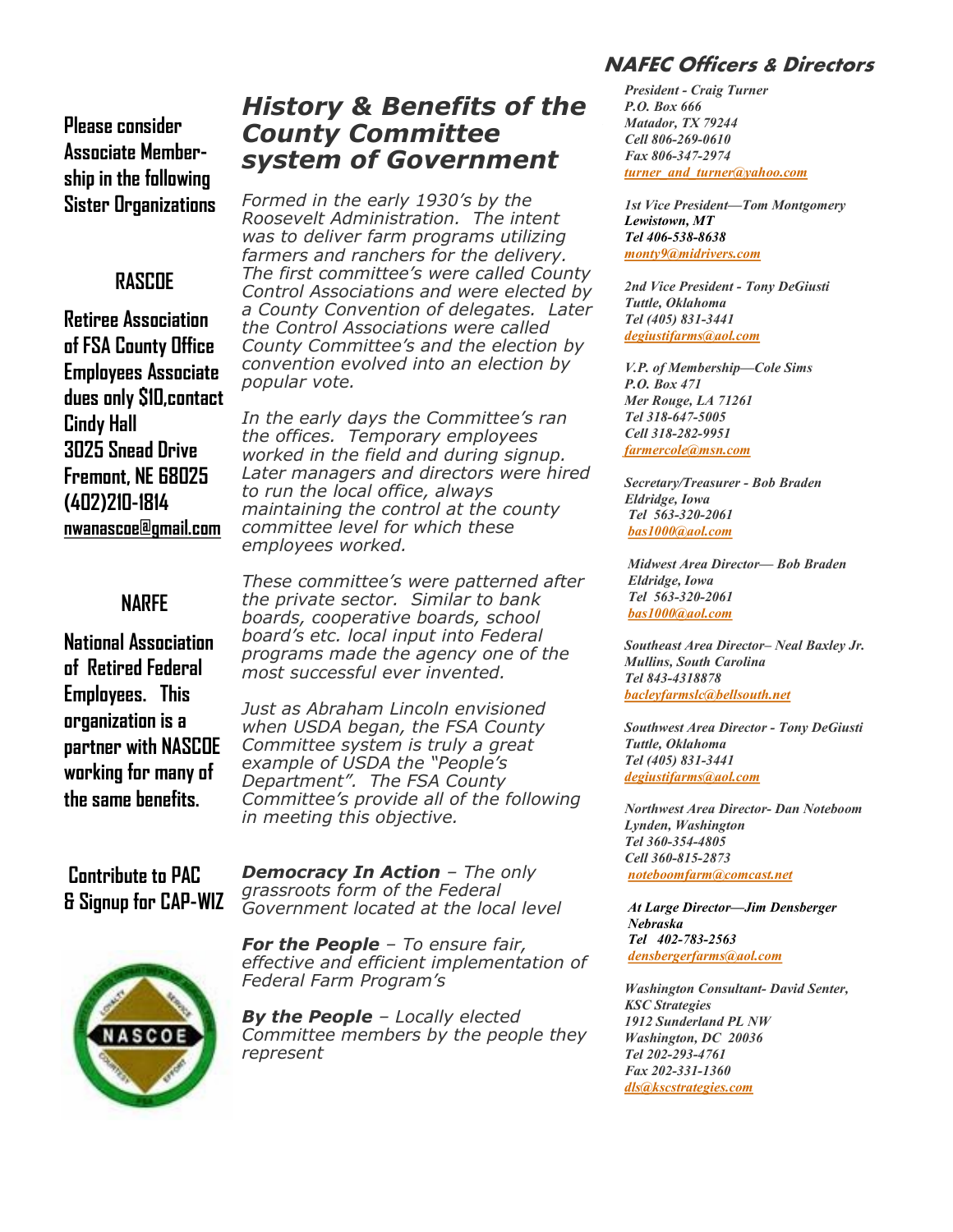Please consider Associate Membership in the following Sister Organizations

**RASCOE**

Retiree Association of FSA County Office Employees Associate dues only $10,contact Cindy Hall
3025 Snead Drive
Fremont, NE 68025
(402)210-1814
nwanascoe@gmail.com

**NARFE**

National Association of Retired Federal Employees. This organization is a partner with NASCOE working for many of the same benefits.

**Contribute to PAC & Signup for CAP-WIZ**

# *History & Benefits of the County Committee system of Government*

*Formed in the early 1930's by the Roosevelt Administration. The intent was to deliver farm programs utilizing farmers and ranchers for the delivery. The first committee's were called County Control Associations and were elected by a County Convention of delegates. Later the Control Associations were called County Committee's and the election by convention evolved into an election by popular vote.*

*In the early days the Committee's ran the offices. Temporary employees worked in the field and during signup. Later managers and directors were hired to run the local office, always maintaining the control at the county committee level for which these employees worked.*

*These committee's were patterned after the private sector. Similar to bank boards, cooperative boards, school board's etc. local input into Federal programs made the agency one of the most successful ever invented.*

*Just as Abraham Lincoln envisioned when USDA began, the FSA County Committee system is truly a great example of USDA the "People's Department". The FSA County Committee's provide all of the following in meeting this objective.*

***Democracy In Action** – The only grassroots form of the Federal Government located at the local level*

***For the People** – To ensure fair, effective and efficient implementation of Federal Farm Program's*

***By the People** – Locally elected Committee members by the people they represent*

## NAFEC Officers & Directors

*President - Craig Turner*
*P.O. Box 666*
*Matador, TX 79244*
*Cell 806-269-0610*
*Fax 806-347-2974*
*turner_and_turner@yahoo.com*

*1st Vice President—Tom Montgomery*
*Lewistown, MT*
*Tel 406-538-8638*
*monty9@midrivers.com*

*2nd Vice President - Tony DeGiusti*
*Tuttle, Oklahoma*
*Tel (405) 831-3441*
*degiustifarms@aol.com*

*V.P. of Membership—Cole Sims*
*P.O. Box 471*
*Mer Rouge, LA 71261*
*Tel 318-647-5005*
*Cell 318-282-9951*
*farmercole@msn.com*

*Secretary/Treasurer - Bob Braden*
*Eldridge, Iowa*
*Tel 563-320-2061*
*bas1000@aol.com*

*Midwest Area Director— Bob Braden*
*Eldridge, Iowa*
*Tel 563-320-2061*
*bas1000@aol.com*

*Southeast Area Director– Neal Baxley Jr.*
*Mullins, South Carolina*
*Tel 843-4318878*
*bacleyfarmslc@bellsouth.net*

*Southwest Area Director - Tony DeGiusti*
*Tuttle, Oklahoma*
*Tel (405) 831-3441*
*degiustifarms@aol.com*

*Northwest Area Director- Dan Noteboom*
*Lynden, Washington*
*Tel 360-354-4805*
*Cell 360-815-2873*
*noteboomfarm@comcast.net*

*At Large Director—Jim Densberger*
*Nebraska*
*Tel 402-783-2563*
*densbergerfarms@aol.com*

*Washington Consultant- David Senter, KSC Strategies*
*1912 Sunderland PL NW*
*Washington, DC 20036*
*Tel 202-293-4761*
*Fax 202-331-1360*
*dls@kscstrategies.com*